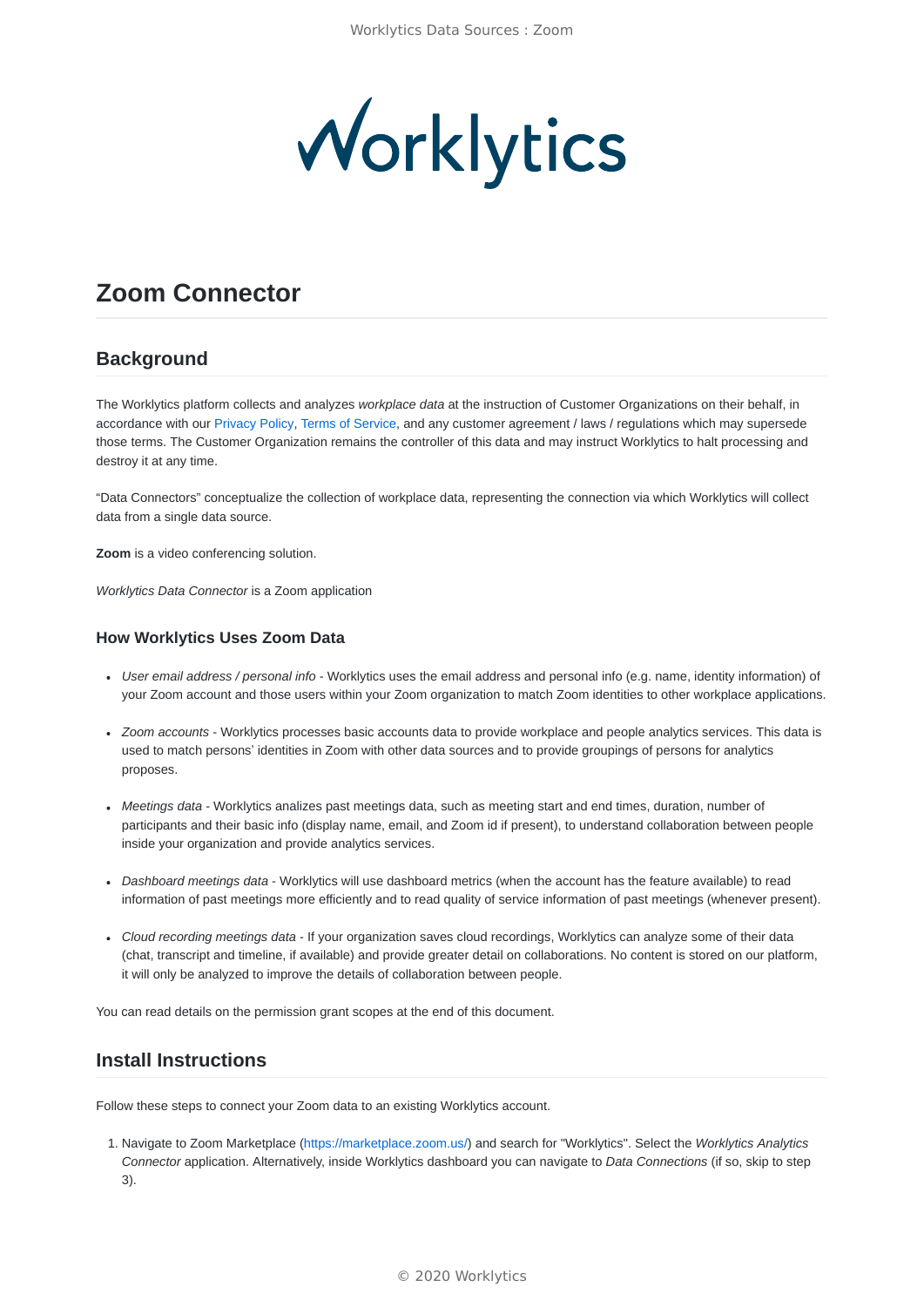# Zoom Connector

## Background

The Worklytics platform collects and analyzes *workplace data* at the instruction of Customer Organizations on their behalf, in accordance with our Privacy Policy, Terms of Service, and any customer agreement / laws / regulations which may supersede those terms. The Customer Organization remains the controller of this data and may instruct Worklytics to halt processing and destroy it at any time.

“Data Connectors” conceptualize the collection of workplace data, representing the connection via which Worklytics will collect data from a single data source.

**Zoom** is a video conferencing solution.

*Worklytics Data Connector* is a Zoom application

### How Worklytics Uses Zoom Data

- *User email address / personal info* - Worklytics uses the email address and personal info (e.g. name, identity information) of your Zoom account and those users within your Zoom organization to match Zoom identities to other workplace applications.
- *Zoom accounts* - Worklytics processes basic accounts data to provide workplace and people analytics services. This data is used to match persons’ identities in Zoom with other data sources and to provide groupings of persons for analytics proposes.
- *Meetings data* - Worklytics analizes past meetings data, such as meeting start and end times, duration, number of participants and their basic info (display name, email, and Zoom id if present), to understand collaboration between people inside your organization and provide analytics services.
- *Dashboard meetings data* - Worklytics will use dashboard metrics (when the account has the feature available) to read information of past meetings more efficiently and to read quality of service information of past meetings (whenever present).
- *Cloud recording meetings data* - If your organization saves cloud recordings, Worklytics can analyze some of their data (chat, transcript and timeline, if available) and provide greater detail on collaborations. No content is stored on our platform, it will only be analyzed to improve the details of collaboration between people.

You can read details on the permission grant scopes at the end of this document.

## Install Instructions

Follow these steps to connect your Zoom data to an existing Worklytics account.

1. Navigate to Zoom Marketplace (https://marketplace.zoom.us/) and search for "Worklytics". Select the *Worklytics Analytics Connector* application. Alternatively, inside Worklytics dashboard you can navigate to *Data Connections* (if so, skip to step 3).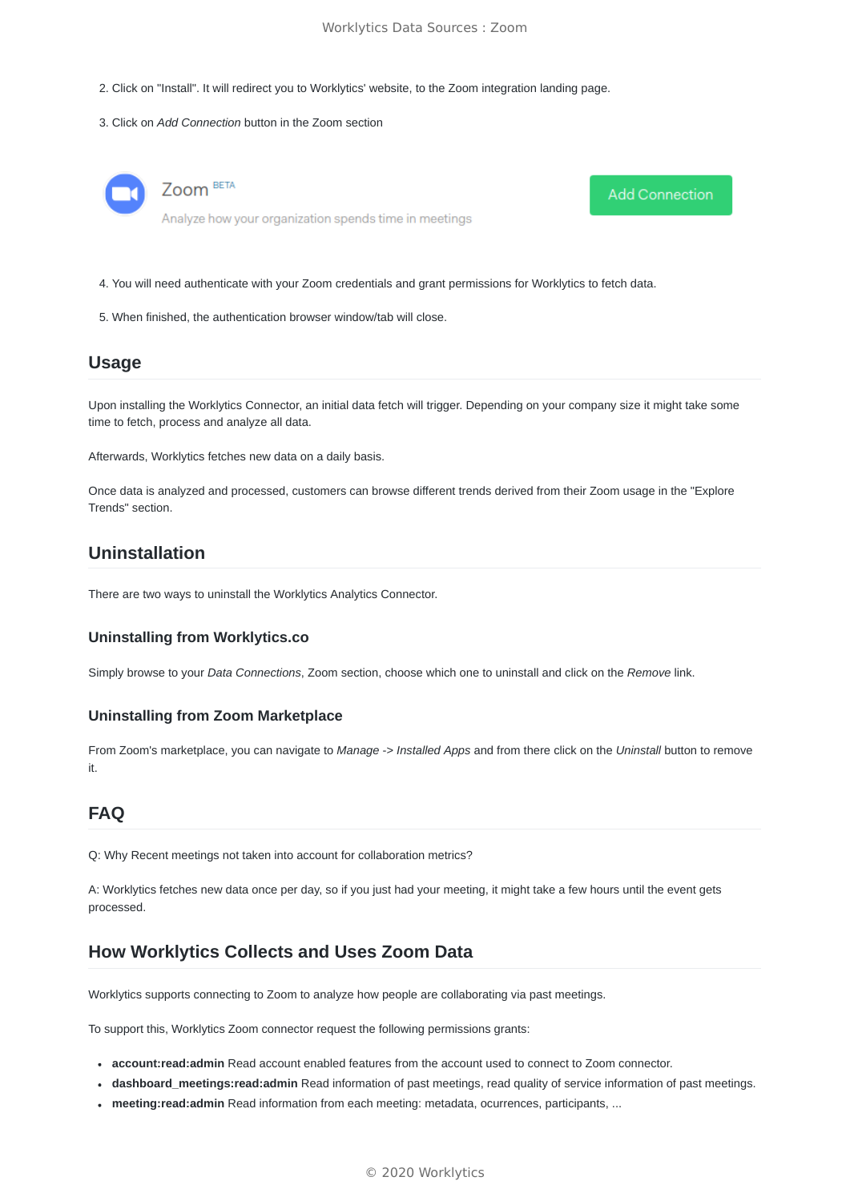2. Click on "Install". It will redirect you to Worklytics' website, to the Zoom integration landing page.

3. Click on *Add Connection* button in the Zoom section

Zoom BETA

Analyze how your organization spends time in meetings

Add Connection

4. You will need authenticate with your Zoom credentials and grant permissions for Worklytics to fetch data.

5. When finished, the authentication browser window/tab will close.

## Usage

Upon installing the Worklytics Connector, an initial data fetch will trigger. Depending on your company size it might take some time to fetch, process and analyze all data.

Afterwards, Worklytics fetches new data on a daily basis.

Once data is analyzed and processed, customers can browse different trends derived from their Zoom usage in the "Explore Trends" section.

## Uninstallation

There are two ways to uninstall the Worklytics Analytics Connector.

### Uninstalling from Worklytics.co

Simply browse to your *Data Connections*, Zoom section, choose which one to uninstall and click on the *Remove* link.

### Uninstalling from Zoom Marketplace

From Zoom's marketplace, you can navigate to *Manage* -> *Installed Apps* and from there click on the *Uninstall* button to remove it.

## FAQ

Q: Why Recent meetings not taken into account for collaboration metrics?

A: Worklytics fetches new data once per day, so if you just had your meeting, it might take a few hours until the event gets processed.

## How Worklytics Collects and Uses Zoom Data

Worklytics supports connecting to Zoom to analyze how people are collaborating via past meetings.

To support this, Worklytics Zoom connector request the following permissions grants:

- **account:read:admin** Read account enabled features from the account used to connect to Zoom connector.
- **dashboard_meetings:read:admin** Read information of past meetings, read quality of service information of past meetings.
- **meeting:read:admin** Read information from each meeting: metadata, ocurrences, participants, ...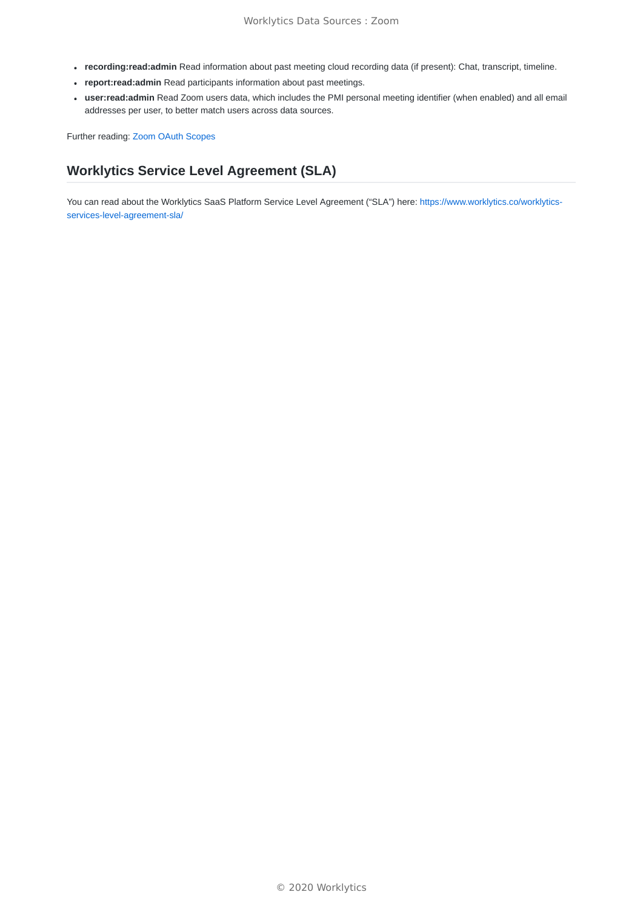- **recording:read:admin** Read information about past meeting cloud recording data (if present): Chat, transcript, timeline.
- **report:read:admin** Read participants information about past meetings.
- **user:read:admin** Read Zoom users data, which includes the PMI personal meeting identifier (when enabled) and all email addresses per user, to better match users across data sources.

Further reading: Zoom OAuth Scopes

## Worklytics Service Level Agreement (SLA)

You can read about the Worklytics SaaS Platform Service Level Agreement ("SLA") here: https://www.worklytics.co/worklytics-services-level-agreement-sla/